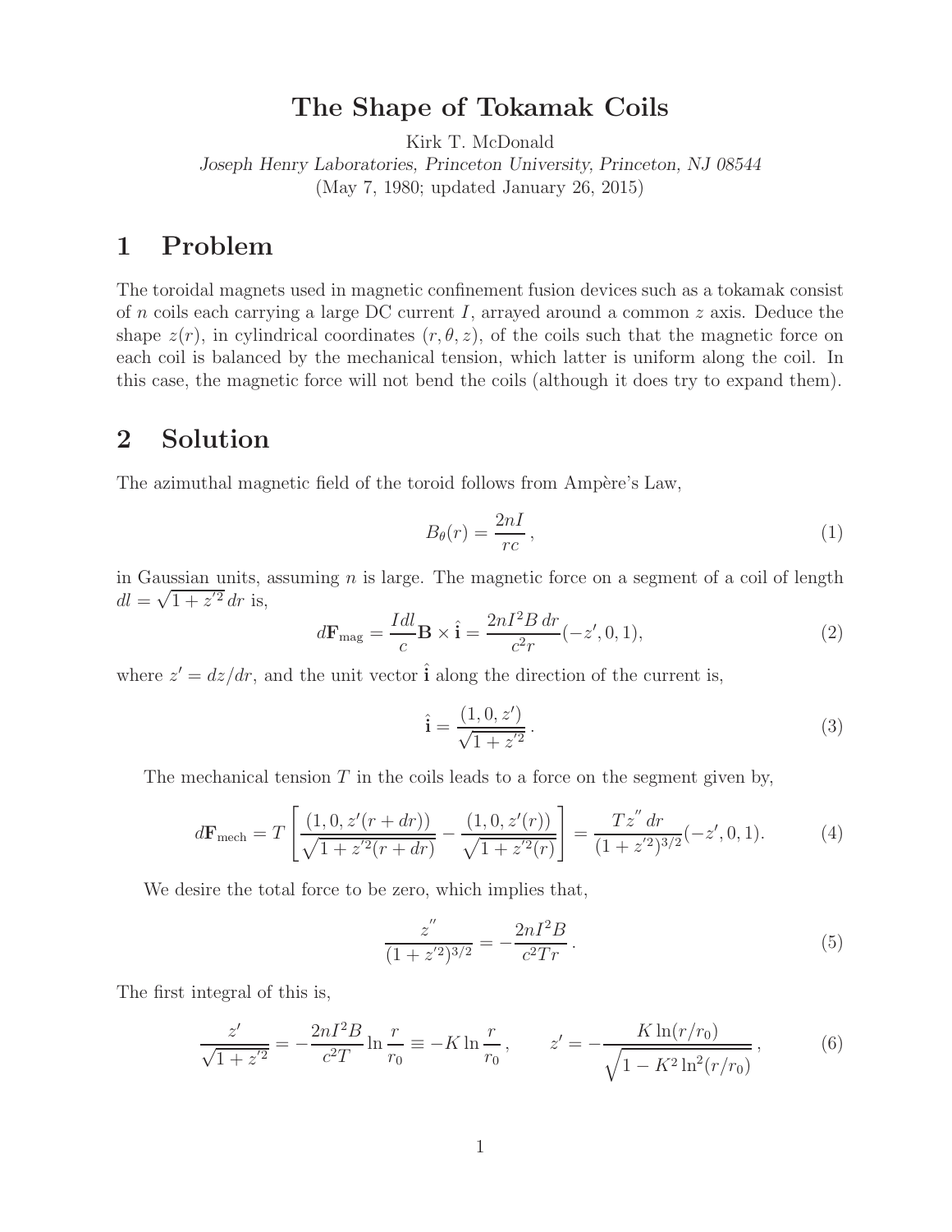# The Shape of Tokamak Coils

Kirk T. McDonald

*Joseph Henry Laboratories, Princeton University, Princeton, NJ 08544*

(May 7, 1980; updated January 26, 2015)

## 1 Problem

The toroidal magnets used in magnetic confinement fusion devices such as a tokamak consist of $n$ coils each carrying a large DC current $I$, arrayed around a common $z$ axis. Deduce the shape $z(r)$, in cylindrical coordinates $(r, \theta, z)$, of the coils such that the magnetic force on each coil is balanced by the mechanical tension, which latter is uniform along the coil. In this case, the magnetic force will not bend the coils (although it does try to expand them).

## 2 Solution

The azimuthal magnetic field of the toroid follows from Ampère's Law,

$$B_\theta(r) = \frac{2nI}{rc}\,, \tag{1}$$

in Gaussian units, assuming $n$ is large. The magnetic force on a segment of a coil of length $dl = \sqrt{1 + z'^2}\, dr$ is,

$$d\mathbf{F}_{\rm mag} = \frac{I dl}{c} \mathbf{B} \times \hat{\mathbf{i}} = \frac{2nI^2 B\, dr}{c^2 r}(-z', 0, 1), \tag{2}$$

where $z' = dz/dr$, and the unit vector $\hat{\mathbf{i}}$ along the direction of the current is,

$$\hat{\mathbf{i}} = \frac{(1, 0, z')}{\sqrt{1 + z'^2}}\,. \tag{3}$$

The mechanical tension $T$ in the coils leads to a force on the segment given by,

$$d\mathbf{F}_{\rm mech} = T\left[\frac{(1, 0, z'(r + dr))}{\sqrt{1 + z'^2(r + dr)}} - \frac{(1, 0, z'(r))}{\sqrt{1 + z'^2(r)}}\right] = \frac{T z''\, dr}{(1 + z'^2)^{3/2}}(-z', 0, 1). \tag{4}$$

We desire the total force to be zero, which implies that,

$$\frac{z''}{(1 + z'^2)^{3/2}} = -\frac{2nI^2 B}{c^2 T r}\,. \tag{5}$$

The first integral of this is,

$$\frac{z'}{\sqrt{1 + z'^2}} = -\frac{2nI^2 B}{c^2 T} \ln\frac{r}{r_0} \equiv -K \ln\frac{r}{r_0}\,, \qquad z' = -\frac{K \ln(r/r_0)}{\sqrt{1 - K^2 \ln^2(r/r_0)}}\,, \tag{6}$$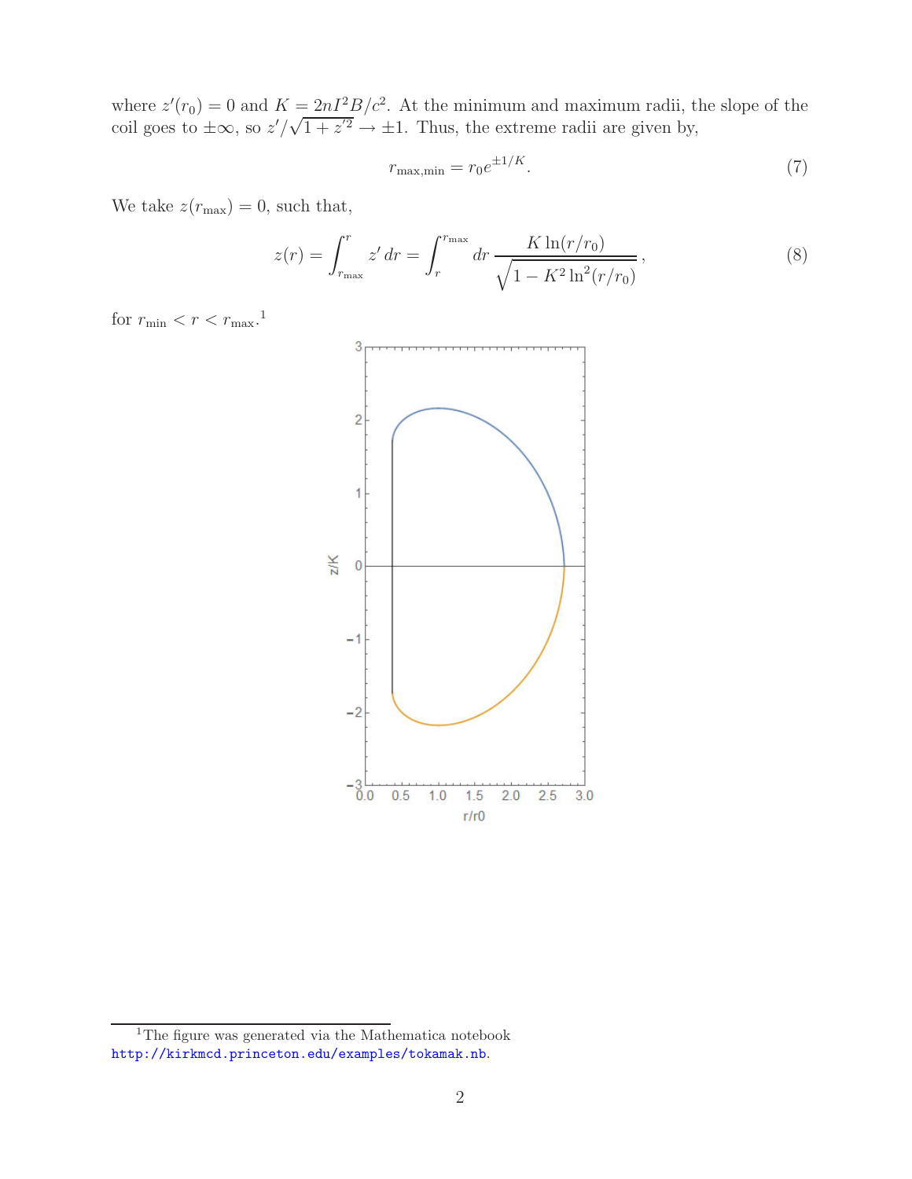where $z'(r_0) = 0$ and $K = 2nI^2B/c^2$. At the minimum and maximum radii, the slope of the coil goes to $\pm\infty$, so $z'/\sqrt{1+z'^2} \to \pm 1$. Thus, the extreme radii are given by,

$$r_{\rm max,min} = r_0 e^{\pm 1/K}. \tag{7}$$

We take $z(r_{\rm max}) = 0$, such that,

$$z(r) = \int_{r_{\rm max}}^{r} z'\, dr = \int_{r}^{r_{\rm max}} dr\, \frac{K \ln(r/r_0)}{\sqrt{1 - K^2 \ln^2(r/r_0)}}, \tag{8}$$

for $r_{\rm min} < r < r_{\rm max}$.[1]

z/K

3
2
1
0
-1
-2
-3

0.0 0.5 1.0 1.5 2.0 2.5 3.0

r/r0

[1] The figure was generated via the Mathematica notebook http://kirkmcd.princeton.edu/examples/tokamak.nb.